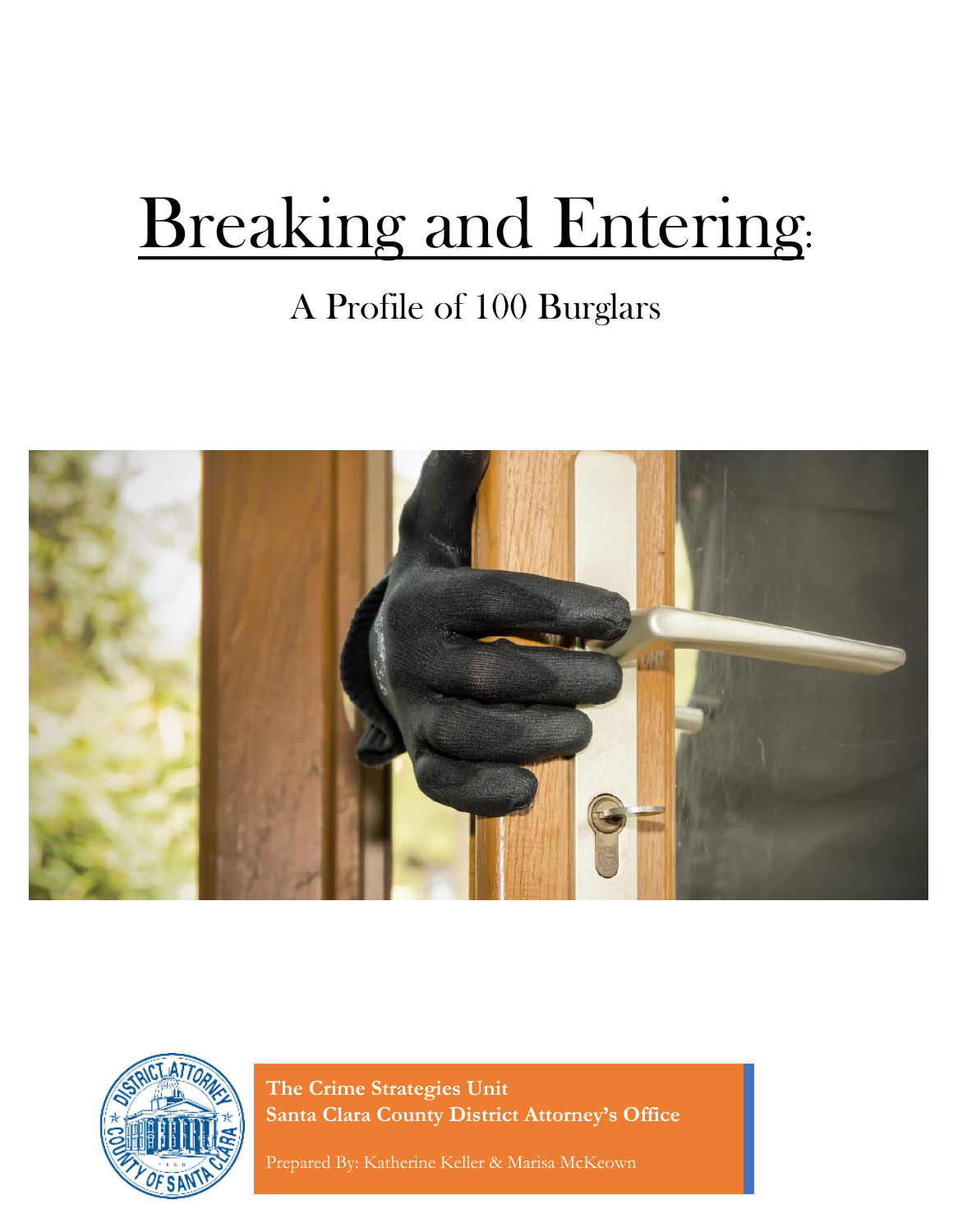# Breaking and Entering:

## A Profile of 100 Burglars

**The Crime Strategies Unit**
**Santa Clara County District Attorney's Office**

Prepared By: Katherine Keller & Marisa McKeown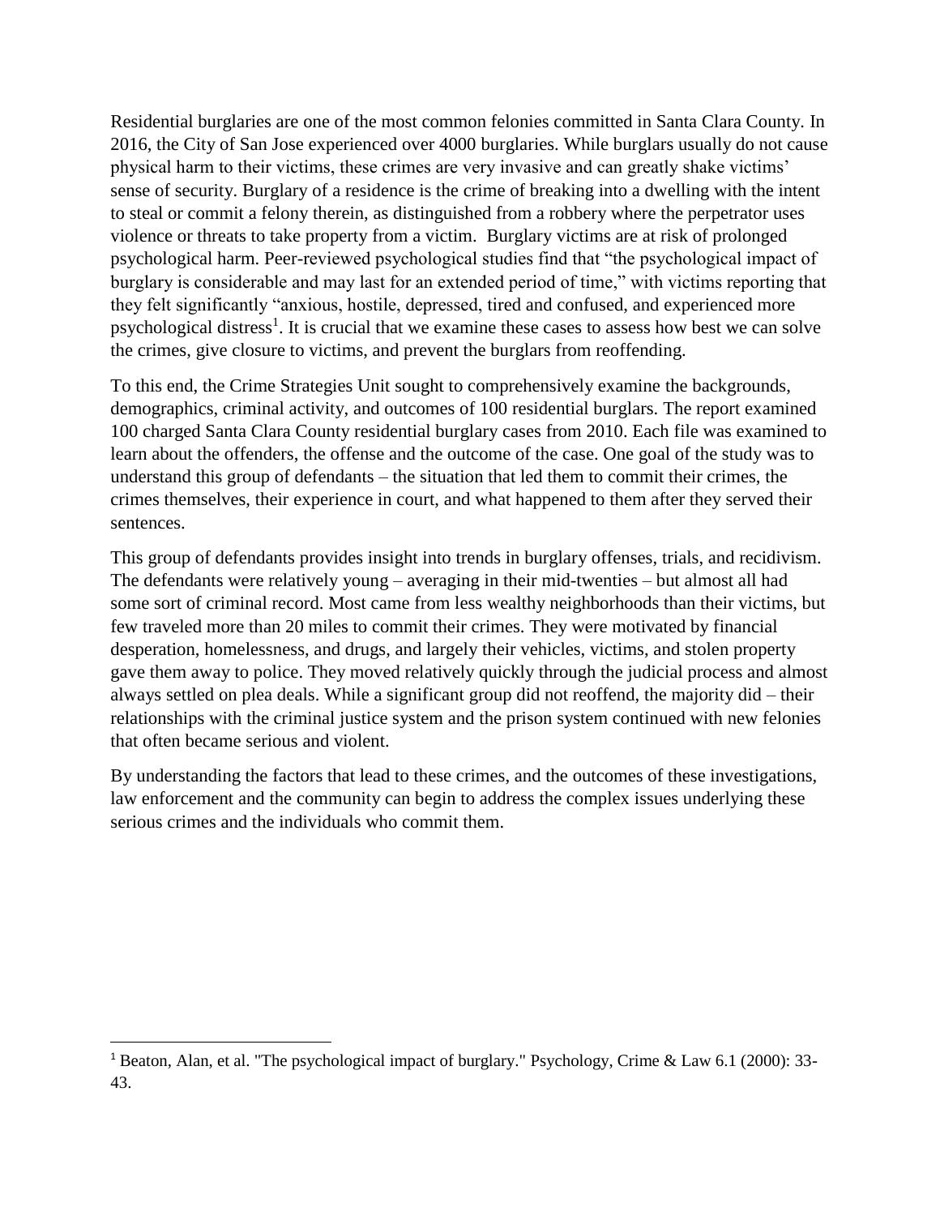Residential burglaries are one of the most common felonies committed in Santa Clara County. In 2016, the City of San Jose experienced over 4000 burglaries. While burglars usually do not cause physical harm to their victims, these crimes are very invasive and can greatly shake victims' sense of security. Burglary of a residence is the crime of breaking into a dwelling with the intent to steal or commit a felony therein, as distinguished from a robbery where the perpetrator uses violence or threats to take property from a victim. Burglary victims are at risk of prolonged psychological harm. Peer-reviewed psychological studies find that "the psychological impact of burglary is considerable and may last for an extended period of time," with victims reporting that they felt significantly "anxious, hostile, depressed, tired and confused, and experienced more psychological distress[1]. It is crucial that we examine these cases to assess how best we can solve the crimes, give closure to victims, and prevent the burglars from reoffending.

To this end, the Crime Strategies Unit sought to comprehensively examine the backgrounds, demographics, criminal activity, and outcomes of 100 residential burglars. The report examined 100 charged Santa Clara County residential burglary cases from 2010. Each file was examined to learn about the offenders, the offense and the outcome of the case. One goal of the study was to understand this group of defendants – the situation that led them to commit their crimes, the crimes themselves, their experience in court, and what happened to them after they served their sentences.

This group of defendants provides insight into trends in burglary offenses, trials, and recidivism. The defendants were relatively young – averaging in their mid-twenties – but almost all had some sort of criminal record. Most came from less wealthy neighborhoods than their victims, but few traveled more than 20 miles to commit their crimes. They were motivated by financial desperation, homelessness, and drugs, and largely their vehicles, victims, and stolen property gave them away to police. They moved relatively quickly through the judicial process and almost always settled on plea deals. While a significant group did not reoffend, the majority did – their relationships with the criminal justice system and the prison system continued with new felonies that often became serious and violent.

By understanding the factors that lead to these crimes, and the outcomes of these investigations, law enforcement and the community can begin to address the complex issues underlying these serious crimes and the individuals who commit them.

[1] Beaton, Alan, et al. "The psychological impact of burglary." Psychology, Crime & Law 6.1 (2000): 33-43.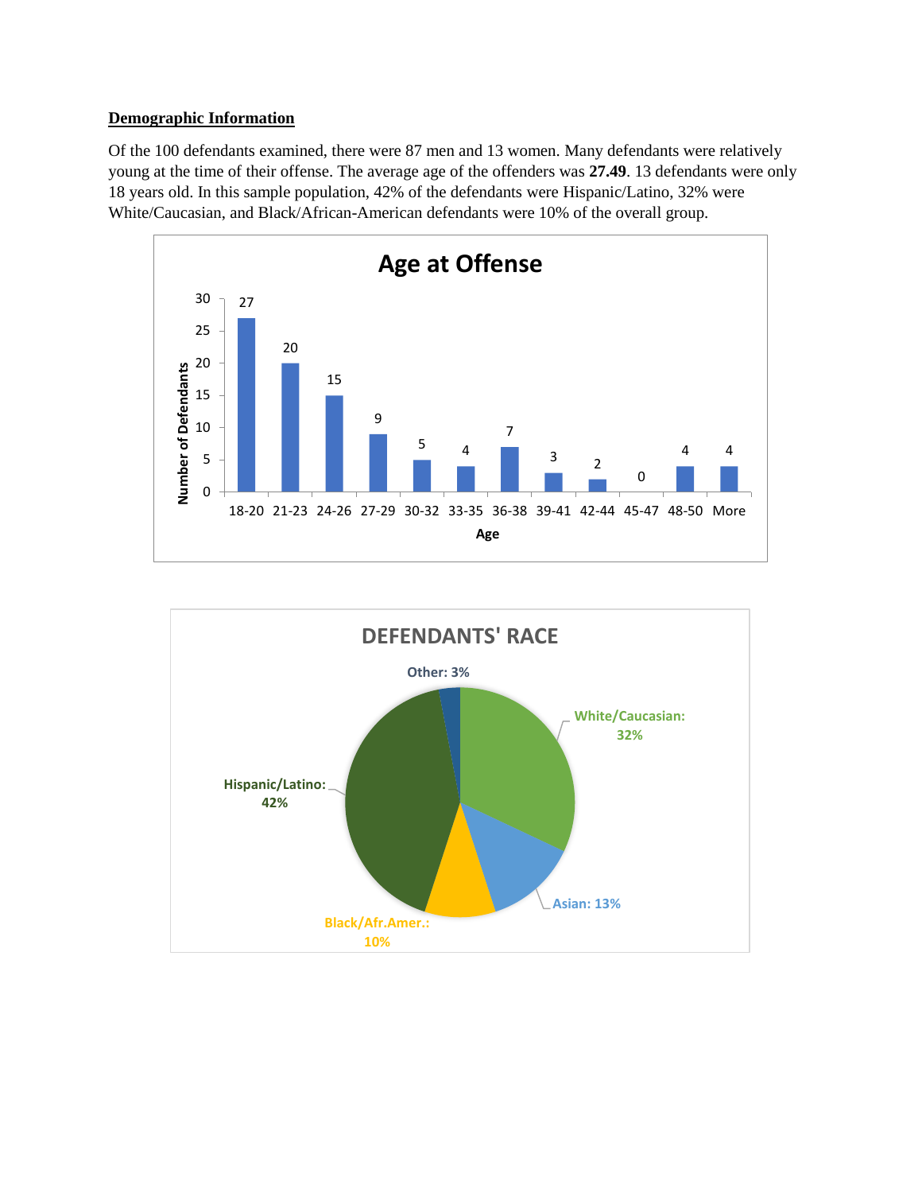**Demographic Information**

Of the 100 defendants examined, there were 87 men and 13 women. Many defendants were relatively young at the time of their offense. The average age of the offenders was **27.49**. 13 defendants were only 18 years old. In this sample population, 42% of the defendants were Hispanic/Latino, 32% were White/Caucasian, and Black/African-American defendants were 10% of the overall group.

**Age at Offense**

| Age | Number of Defendants |
|---|---|
| 18-20 | 27 |
| 21-23 | 20 |
| 24-26 | 15 |
| 27-29 | 9 |
| 30-32 | 5 |
| 33-35 | 4 |
| 36-38 | 7 |
| 39-41 | 3 |
| 42-44 | 2 |
| 45-47 | 0 |
| 48-50 | 4 |
| More | 4 |

**DEFENDANTS' RACE**

| Race | Percentage |
|---|---|
| White/Caucasian | 32% |
| Asian | 13% |
| Black/Afr.Amer. | 10% |
| Hispanic/Latino | 42% |
| Other | 3% |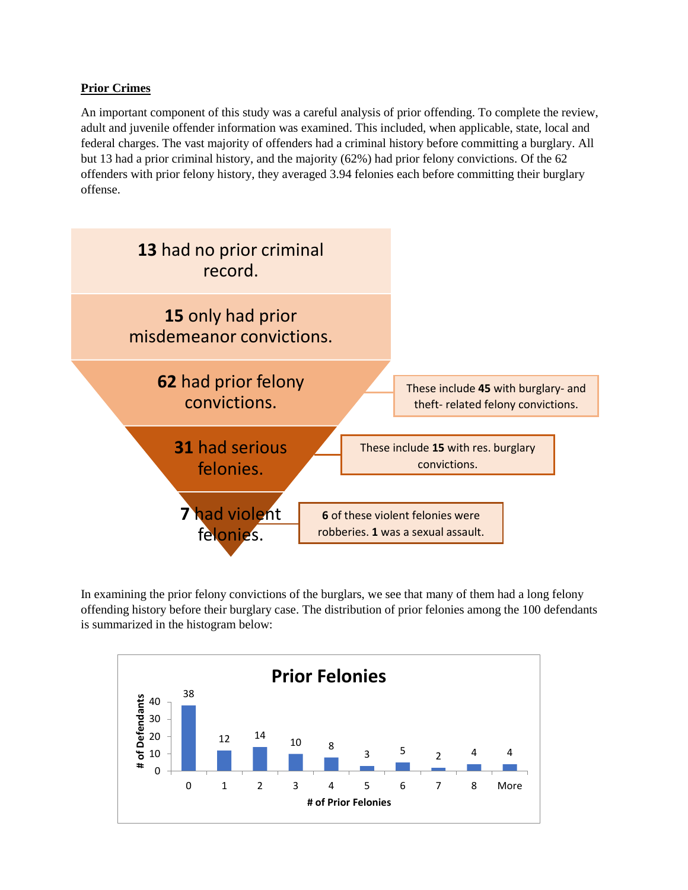**Prior Crimes**

An important component of this study was a careful analysis of prior offending. To complete the review, adult and juvenile offender information was examined. This included, when applicable, state, local and federal charges. The vast majority of offenders had a criminal history before committing a burglary. All but 13 had a prior criminal history, and the majority (62%) had prior felony convictions. Of the 62 offenders with prior felony history, they averaged 3.94 felonies each before committing their burglary offense.

**13** had no prior criminal record.

**15** only had prior misdemeanor convictions.

**62** had prior felony convictions. — These include **45** with burglary- and theft- related felony convictions.

**31** had serious felonies. — These include **15** with res. burglary convictions.

**7** had violent felonies. — **6** of these violent felonies were robberies. **1** was a sexual assault.

In examining the prior felony convictions of the burglars, we see that many of them had a long felony offending history before their burglary case. The distribution of prior felonies among the 100 defendants is summarized in the histogram below:

**Prior Felonies**

| # of Prior Felonies | # of Defendants |
|---|---|
| 0 | 38 |
| 1 | 12 |
| 2 | 14 |
| 3 | 10 |
| 4 | 8 |
| 5 | 3 |
| 6 | 5 |
| 7 | 2 |
| 8 | 4 |
| More | 4 |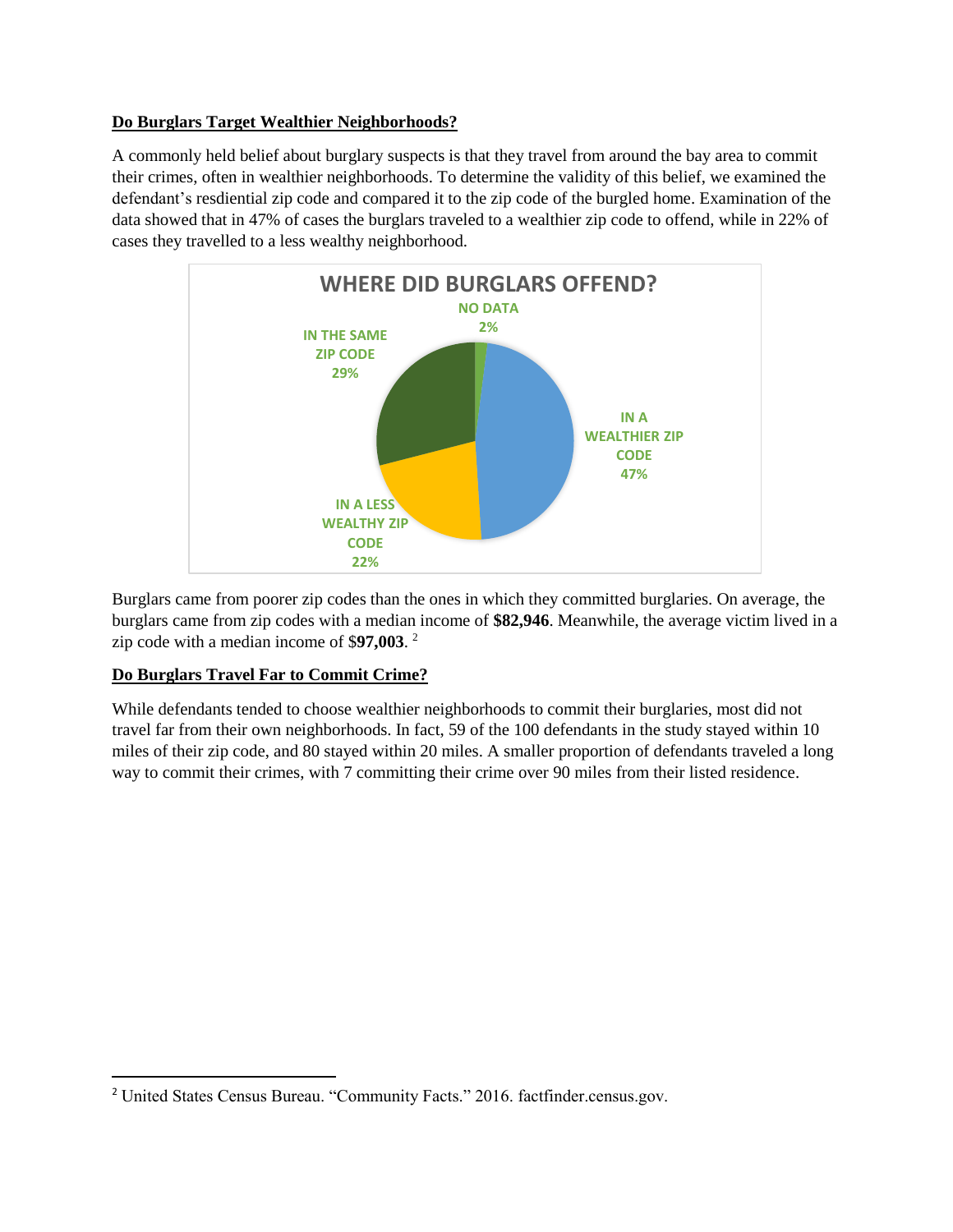**Do Burglars Target Wealthier Neighborhoods?**

A commonly held belief about burglary suspects is that they travel from around the bay area to commit their crimes, often in wealthier neighborhoods. To determine the validity of this belief, we examined the defendant's resdiential zip code and compared it to the zip code of the burgled home. Examination of the data showed that in 47% of cases the burglars traveled to a wealthier zip code to offend, while in 22% of cases they travelled to a less wealthy neighborhood.

WHERE DID BURGLARS OFFEND?

- NO DATA 2%
- IN A WEALTHIER ZIP CODE 47%
- IN A LESS WEALTHY ZIP CODE 22%
- IN THE SAME ZIP CODE 29%

Burglars came from poorer zip codes than the ones in which they committed burglaries. On average, the burglars came from zip codes with a median income of **$82,946**. Meanwhile, the average victim lived in a zip code with a median income of $**97,003**. [2]

**Do Burglars Travel Far to Commit Crime?**

While defendants tended to choose wealthier neighborhoods to commit their burglaries, most did not travel far from their own neighborhoods. In fact, 59 of the 100 defendants in the study stayed within 10 miles of their zip code, and 80 stayed within 20 miles. A smaller proportion of defendants traveled a long way to commit their crimes, with 7 committing their crime over 90 miles from their listed residence.

[2] United States Census Bureau. "Community Facts." 2016. factfinder.census.gov.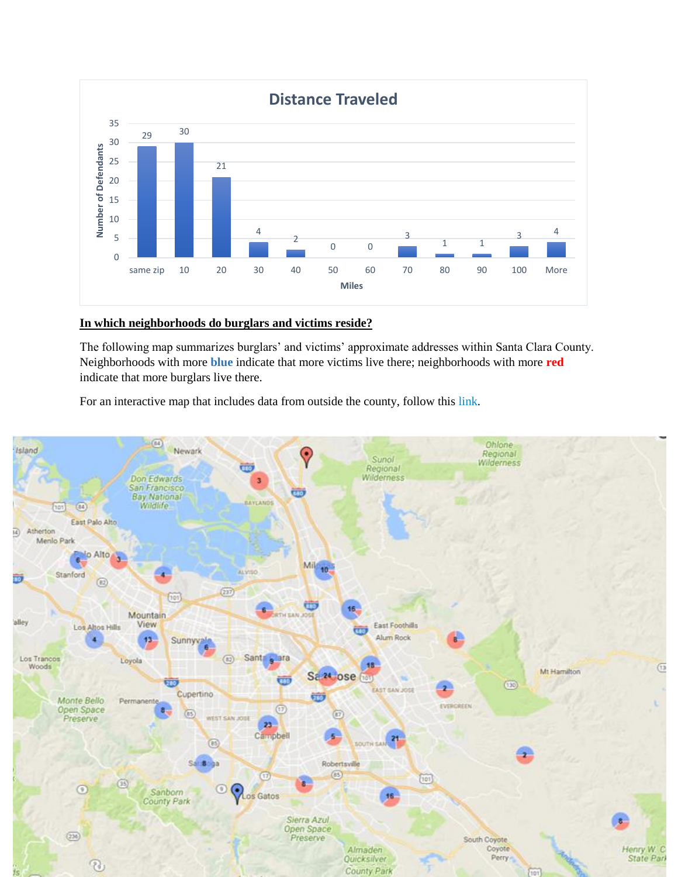**Distance Traveled**

| Miles | Number of Defendants |
|---|---|
| same zip | 29 |
| 10 | 30 |
| 20 | 21 |
| 30 | 4 |
| 40 | 2 |
| 50 | 0 |
| 60 | 0 |
| 70 | 3 |
| 80 | 1 |
| 90 | 1 |
| 100 | 3 |
| More | 4 |

**<u>In which neighborhoods do burglars and victims reside?</u>**

The following map summarizes burglars' and victims' approximate addresses within Santa Clara County. Neighborhoods with more **blue** indicate that more victims live there; neighborhoods with more **red** indicate that more burglars live there.

For an interactive map that includes data from outside the county, follow this link.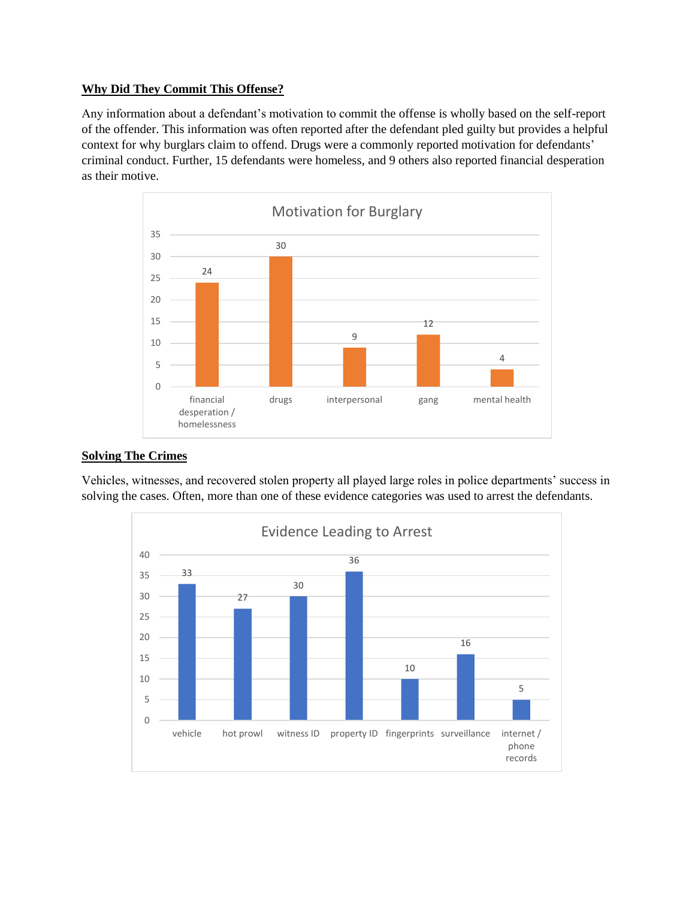## Why Did They Commit This Offense?

Any information about a defendant's motivation to commit the offense is wholly based on the self-report of the offender. This information was often reported after the defendant pled guilty but provides a helpful context for why burglars claim to offend. Drugs were a commonly reported motivation for defendants' criminal conduct. Further, 15 defendants were homeless, and 9 others also reported financial desperation as their motive.

**Motivation for Burglary**

| Motivation | Count |
|---|---|
| financial desperation / homelessness | 24 |
| drugs | 30 |
| interpersonal | 9 |
| gang | 12 |
| mental health | 4 |

## Solving The Crimes

Vehicles, witnesses, and recovered stolen property all played large roles in police departments' success in solving the cases. Often, more than one of these evidence categories was used to arrest the defendants.

**Evidence Leading to Arrest**

| Evidence | Count |
|---|---|
| vehicle | 33 |
| hot prowl | 27 |
| witness ID | 30 |
| property ID | 36 |
| fingerprints | 10 |
| surveillance | 16 |
| internet / phone records | 5 |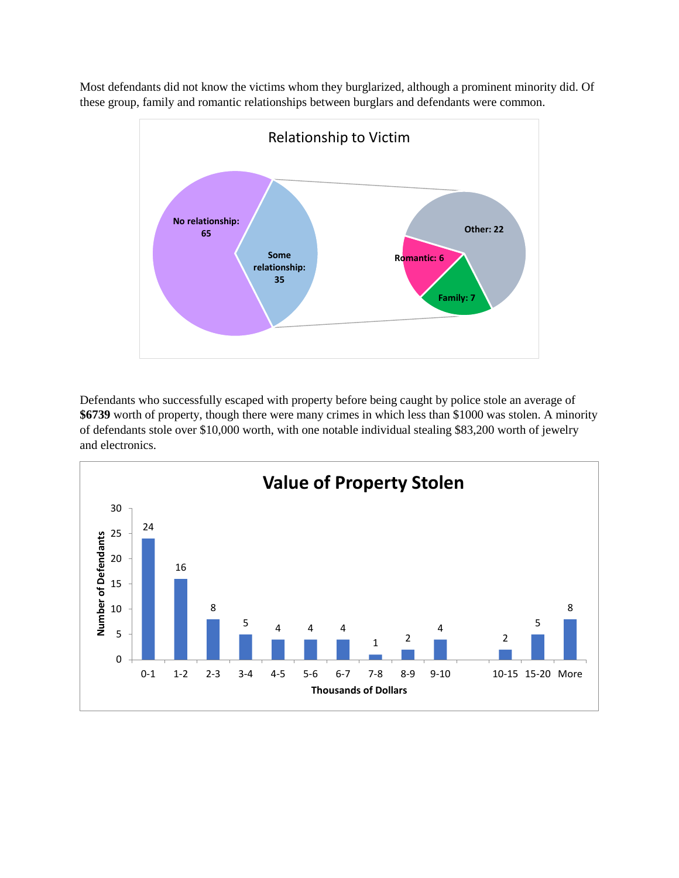Most defendants did not know the victims whom they burglarized, although a prominent minority did. Of these group, family and romantic relationships between burglars and defendants were common.

**Relationship to Victim**

| Relationship | Count |
|---|---|
| No relationship | 65 |
| Some relationship | 35 |
| — Other | 22 |
| — Romantic | 6 |
| — Family | 7 |

Defendants who successfully escaped with property before being caught by police stole an average of **$6739** worth of property, though there were many crimes in which less than $1000 was stolen. A minority of defendants stole over $10,000 worth, with one notable individual stealing $83,200 worth of jewelry and electronics.

**Value of Property Stolen**

| Thousands of Dollars | Number of Defendants |
|---|---|
| 0-1 | 24 |
| 1-2 | 16 |
| 2-3 | 8 |
| 3-4 | 5 |
| 4-5 | 4 |
| 5-6 | 4 |
| 6-7 | 4 |
| 7-8 | 1 |
| 8-9 | 2 |
| 9-10 | 4 |
| 10-15 | 2 |
| 15-20 | 5 |
| More | 8 |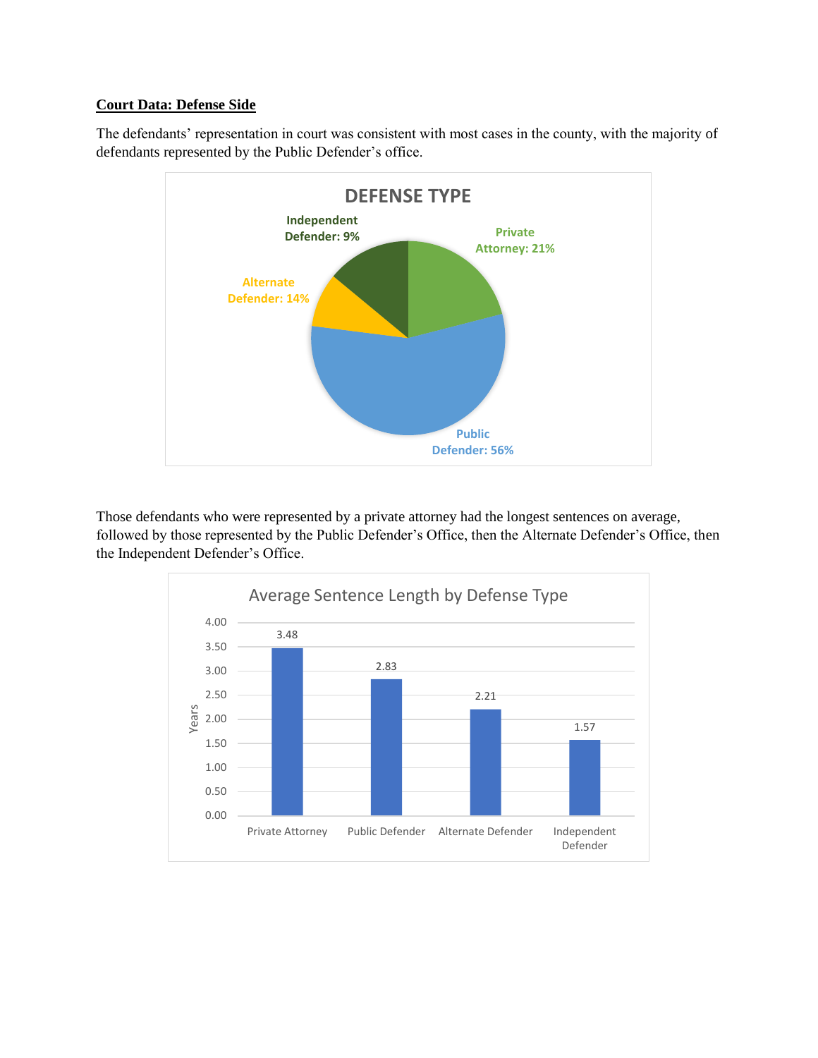**Court Data: Defense Side**

The defendants' representation in court was consistent with most cases in the county, with the majority of defendants represented by the Public Defender's office.

**DEFENSE TYPE**

| Defense Type | Share |
|---|---|
| Private Attorney | 21% |
| Public Defender | 56% |
| Alternate Defender | 14% |
| Independent Defender | 9% |

Those defendants who were represented by a private attorney had the longest sentences on average, followed by those represented by the Public Defender's Office, then the Alternate Defender's Office, then the Independent Defender's Office.

**Average Sentence Length by Defense Type**

| Defense Type | Years |
|---|---|
| Private Attorney | 3.48 |
| Public Defender | 2.83 |
| Alternate Defender | 2.21 |
| Independent Defender | 1.57 |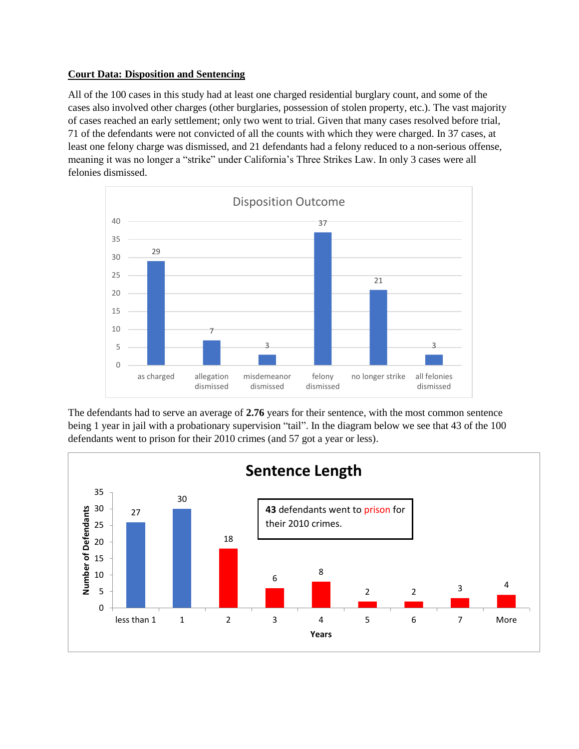**Court Data: Disposition and Sentencing**

All of the 100 cases in this study had at least one charged residential burglary count, and some of the cases also involved other charges (other burglaries, possession of stolen property, etc.). The vast majority of cases reached an early settlement; only two went to trial. Given that many cases resolved before trial, 71 of the defendants were not convicted of all the counts with which they were charged. In 37 cases, at least one felony charge was dismissed, and 21 defendants had a felony reduced to a non-serious offense, meaning it was no longer a "strike" under California's Three Strikes Law. In only 3 cases were all felonies dismissed.

**Disposition Outcome**

| Outcome | Count |
| --- | --- |
| as charged | 29 |
| allegation dismissed | 7 |
| misdemeanor dismissed | 3 |
| felony dismissed | 37 |
| no longer strike | 21 |
| all felonies dismissed | 3 |

The defendants had to serve an average of **2.76** years for their sentence, with the most common sentence being 1 year in jail with a probationary supervision "tail". In the diagram below we see that 43 of the 100 defendants went to prison for their 2010 crimes (and 57 got a year or less).

**Sentence Length**

**43** defendants went to prison for their 2010 crimes.

| Years | Number of Defendants |
| --- | --- |
| less than 1 | 27 |
| 1 | 30 |
| 2 | 18 |
| 3 | 6 |
| 4 | 8 |
| 5 | 2 |
| 6 | 2 |
| 7 | 3 |
| More | 4 |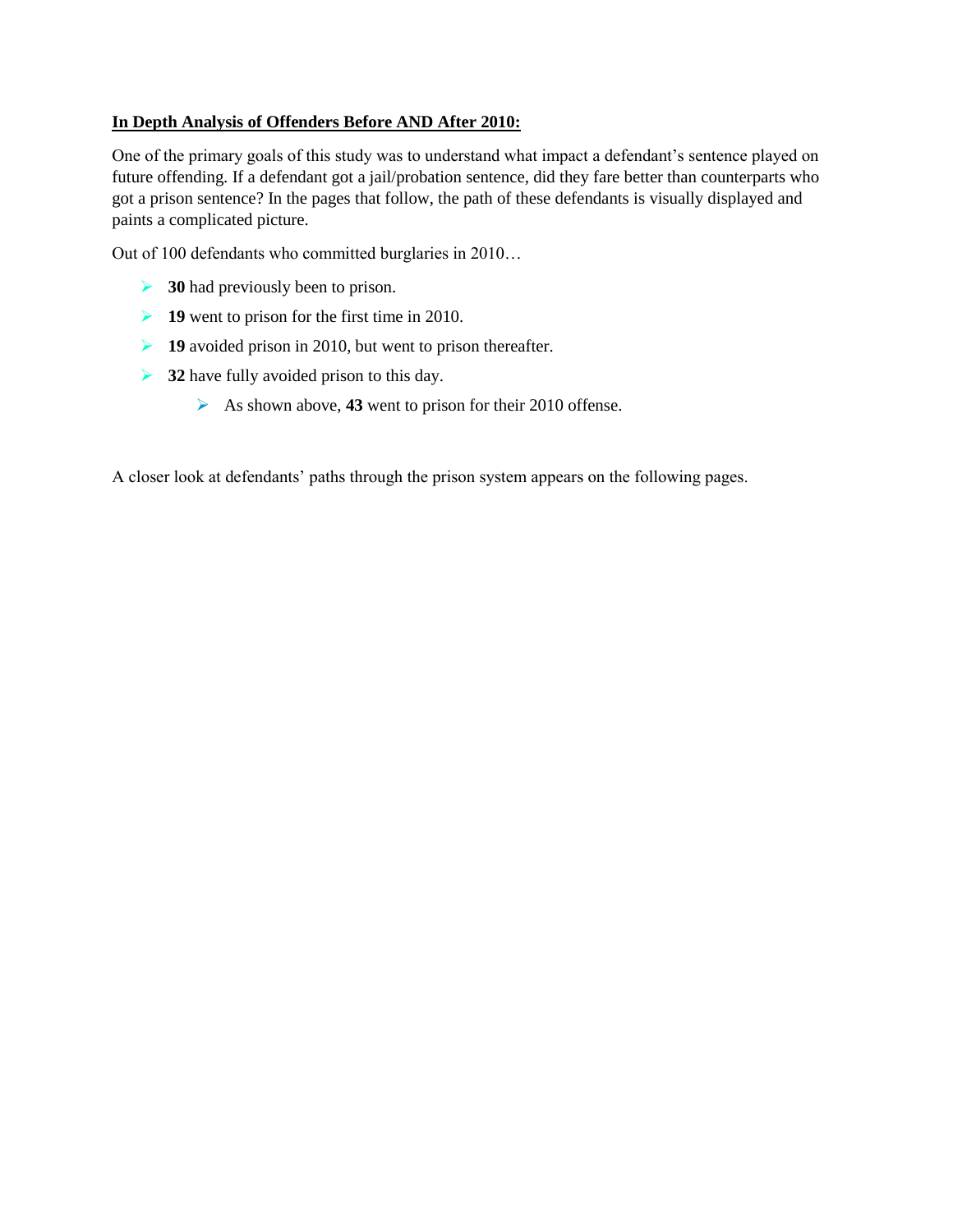**In Depth Analysis of Offenders Before AND After 2010:**

One of the primary goals of this study was to understand what impact a defendant's sentence played on future offending. If a defendant got a jail/probation sentence, did they fare better than counterparts who got a prison sentence? In the pages that follow, the path of these defendants is visually displayed and paints a complicated picture.

Out of 100 defendants who committed burglaries in 2010…

- **30** had previously been to prison.
- **19** went to prison for the first time in 2010.
- **19** avoided prison in 2010, but went to prison thereafter.
- **32** have fully avoided prison to this day.
  - As shown above, **43** went to prison for their 2010 offense.

A closer look at defendants' paths through the prison system appears on the following pages.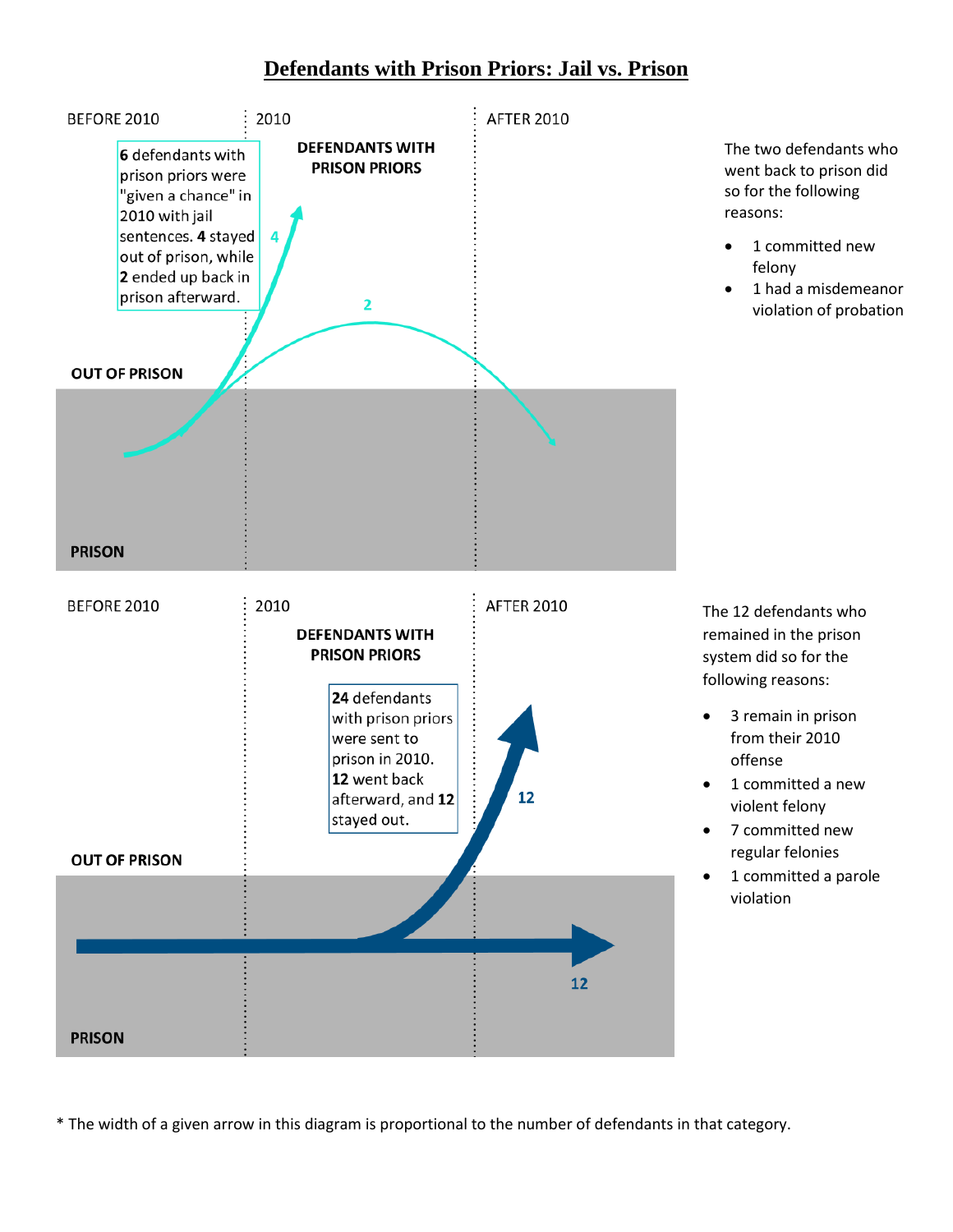# Defendants with Prison Priors: Jail vs. Prison

BEFORE 2010 | 2010 | AFTER 2010

**DEFENDANTS WITH PRISON PRIORS**

**6** defendants with prison priors were "given a chance" in 2010 with jail sentences. **4** stayed out of prison, while **2** ended up back in prison afterward.

4

2

**OUT OF PRISON**

**PRISON**

The two defendants who went back to prison did so for the following reasons:

- 1 committed new felony
- 1 had a misdemeanor violation of probation

BEFORE 2010 | 2010 | AFTER 2010

**DEFENDANTS WITH PRISON PRIORS**

**24** defendants with prison priors were sent to prison in 2010. **12** went back afterward, and **12** stayed out.

12

12

**OUT OF PRISON**

**PRISON**

The 12 defendants who remained in the prison system did so for the following reasons:

- 3 remain in prison from their 2010 offense
- 1 committed a new violent felony
- 7 committed new regular felonies
- 1 committed a parole violation

* The width of a given arrow in this diagram is proportional to the number of defendants in that category.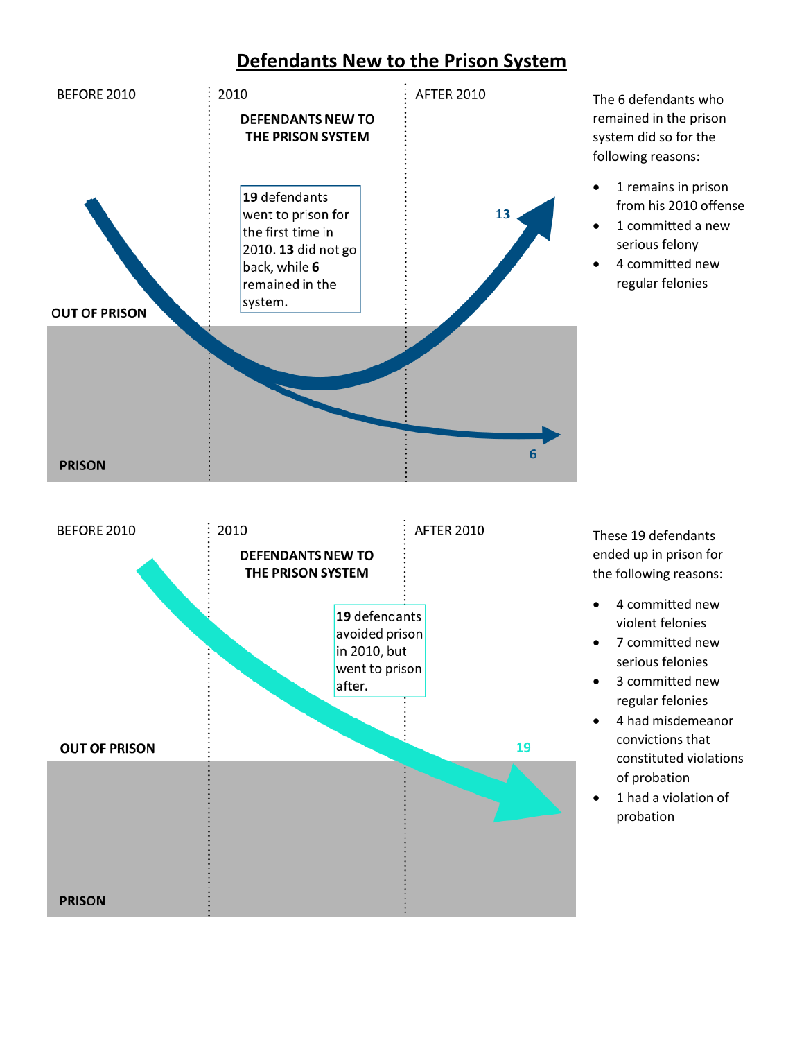# Defendants New to the Prison System

BEFORE 2010 | 2010 | AFTER 2010

**DEFENDANTS NEW TO THE PRISON SYSTEM**

**19** defendants went to prison for the first time in 2010. **13** did not go back, while **6** remained in the system.

OUT OF PRISON

PRISON

13

6

The 6 defendants who remained in the prison system did so for the following reasons:

- 1 remains in prison from his 2010 offense
- 1 committed a new serious felony
- 4 committed new regular felonies

BEFORE 2010 | 2010 | AFTER 2010

**DEFENDANTS NEW TO THE PRISON SYSTEM**

**19** defendants avoided prison in 2010, but went to prison after.

OUT OF PRISON

PRISON

19

These 19 defendants ended up in prison for the following reasons:

- 4 committed new violent felonies
- 7 committed new serious felonies
- 3 committed new regular felonies
- 4 had misdemeanor convictions that constituted violations of probation
- 1 had a violation of probation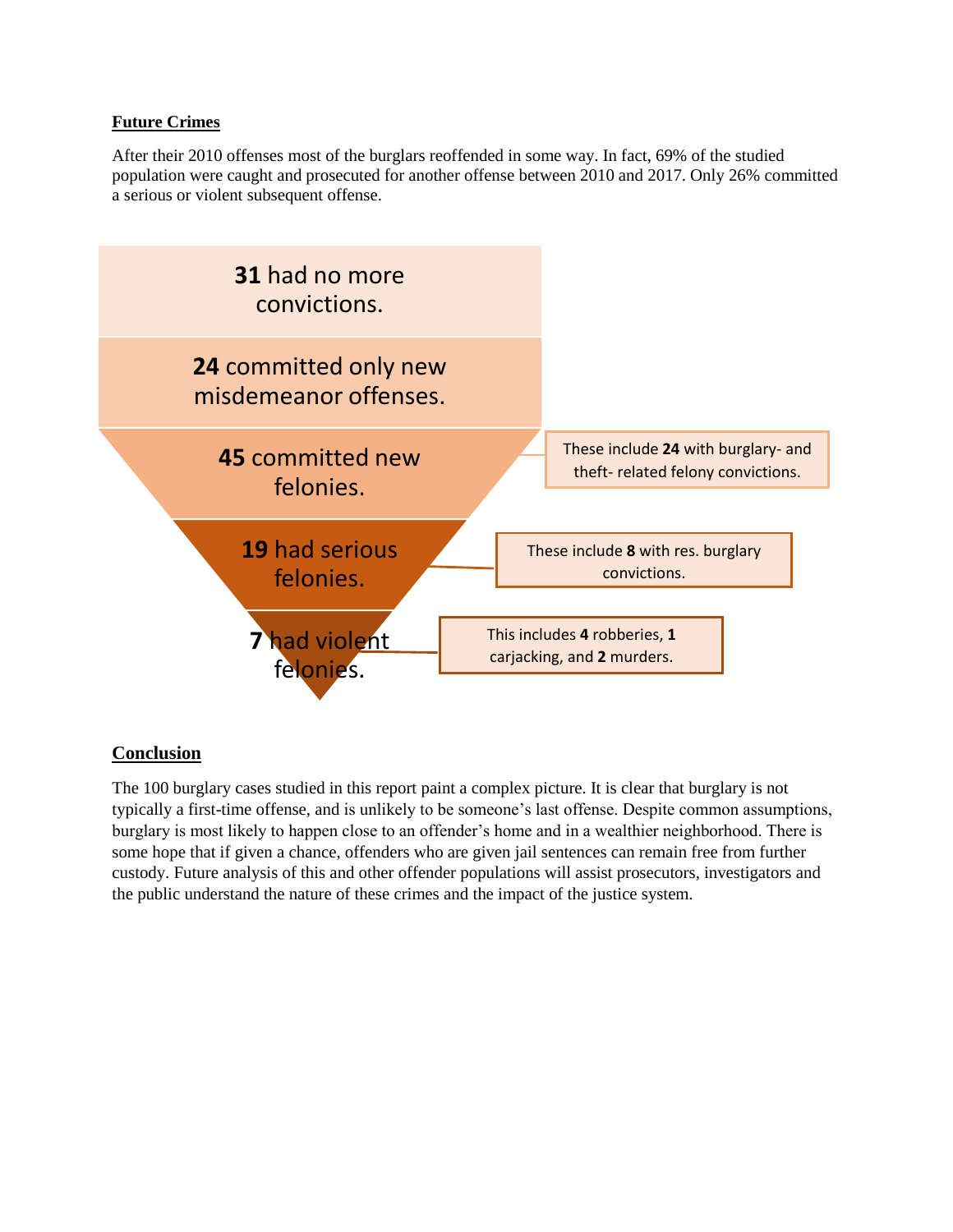**Future Crimes**

After their 2010 offenses most of the burglars reoffended in some way. In fact, 69% of the studied population were caught and prosecuted for another offense between 2010 and 2017. Only 26% committed a serious or violent subsequent offense.

**31** had no more convictions.

**24** committed only new misdemeanor offenses.

**45** committed new felonies.

These include **24** with burglary- and theft- related felony convictions.

**19** had serious felonies.

These include **8** with res. burglary convictions.

**7** had violent felonies.

This includes **4** robberies, **1** carjacking, and **2** murders.

**Conclusion**

The 100 burglary cases studied in this report paint a complex picture. It is clear that burglary is not typically a first-time offense, and is unlikely to be someone's last offense. Despite common assumptions, burglary is most likely to happen close to an offender's home and in a wealthier neighborhood. There is some hope that if given a chance, offenders who are given jail sentences can remain free from further custody. Future analysis of this and other offender populations will assist prosecutors, investigators and the public understand the nature of these crimes and the impact of the justice system.